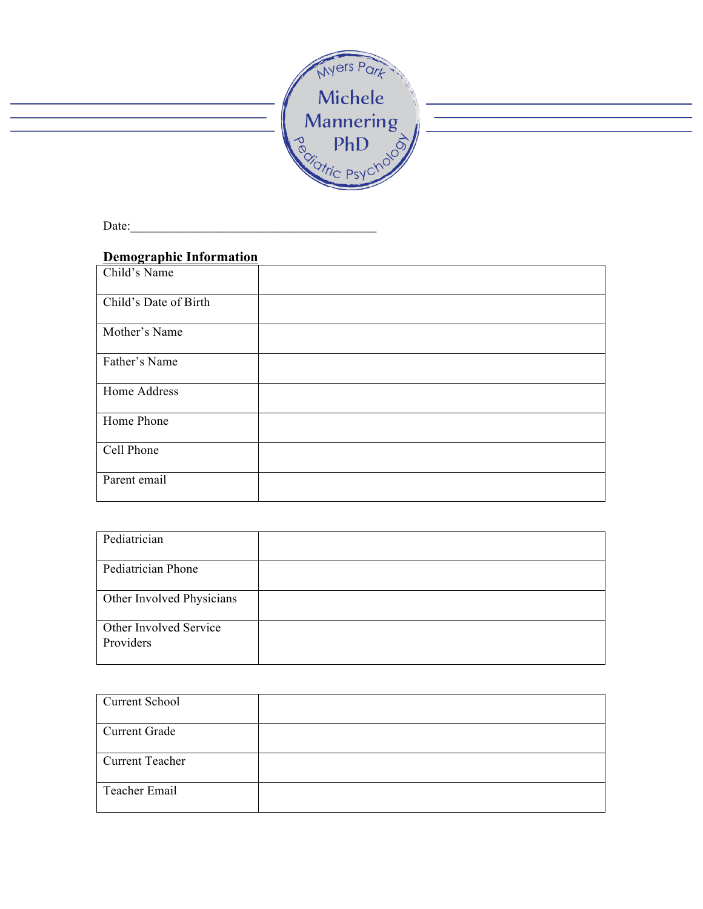Myers Park

Michele Mannering PhD

Pediatric Psychology

Date:________________________________________

**Demographic Information**

| Child's Name | |
|---|---|
| Child's Date of Birth | |
| Mother's Name | |
| Father's Name | |
| Home Address | |
| Home Phone | |
| Cell Phone | |
| Parent email | |

| Pediatrician | |
|---|---|
| Pediatrician Phone | |
| Other Involved Physicians | |
| Other Involved Service Providers | |

| Current School | |
|---|---|
| Current Grade | |
| Current Teacher | |
| Teacher Email | |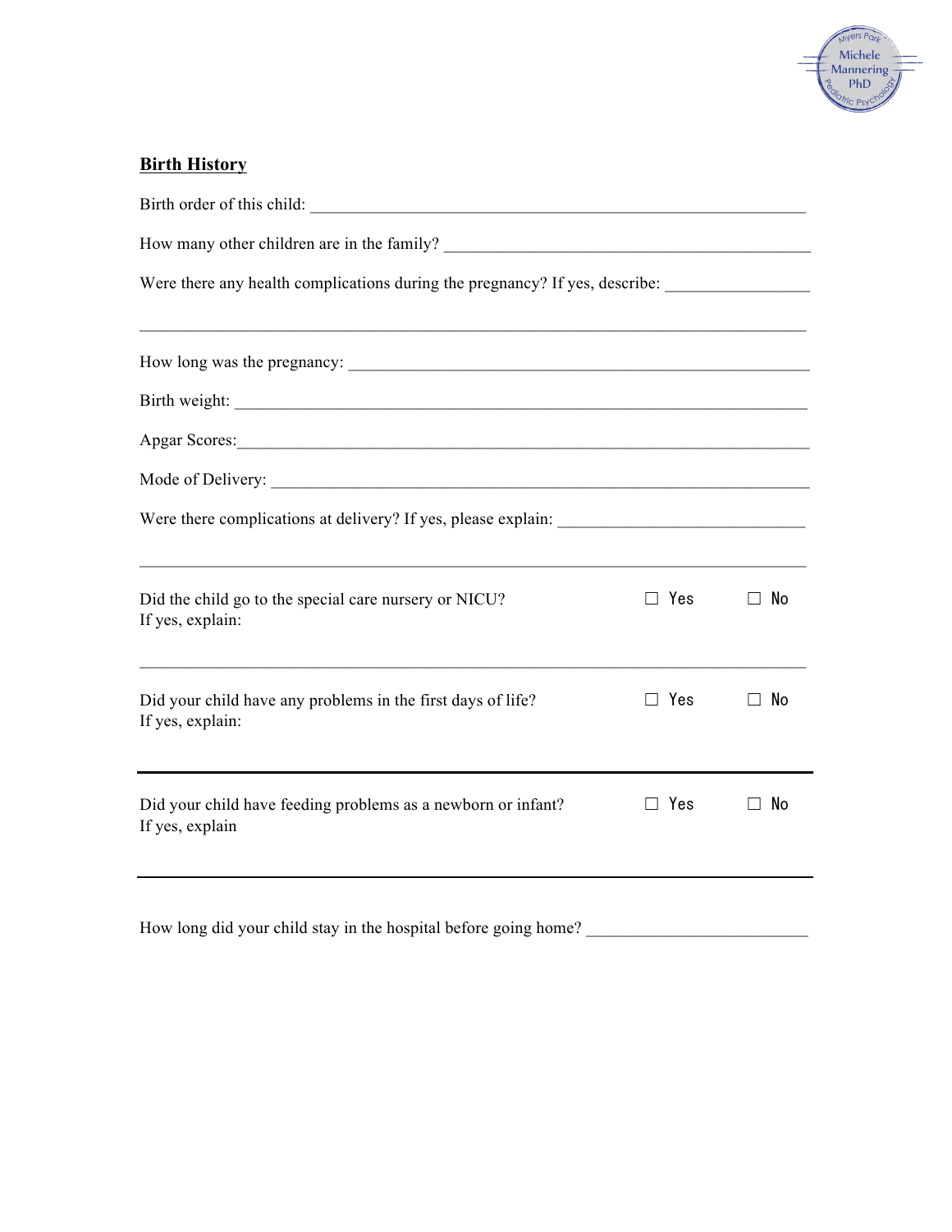**Birth History**

Birth order of this child: ____________________________________________________________

How many other children are in the family? ______________________________________________

Were there any health complications during the pregnancy? If yes, describe: _________________

_____________________________________________________________________________

How long was the pregnancy: ________________________________________________________

Birth weight: ____________________________________________________________________

Apgar Scores:____________________________________________________________________

Mode of Delivery: ________________________________________________________________

Were there complications at delivery? If yes, please explain: ______________________________

_____________________________________________________________________________

Did the child go to the special care nursery or NICU? ☐ Yes ☐ No
If yes, explain:

_____________________________________________________________________________

Did your child have any problems in the first days of life? ☐ Yes ☐ No
If yes, explain:

_____________________________________________________________________________

Did your child have feeding problems as a newborn or infant? ☐ Yes ☐ No
If yes, explain

_____________________________________________________________________________

How long did your child stay in the hospital before going home? __________________________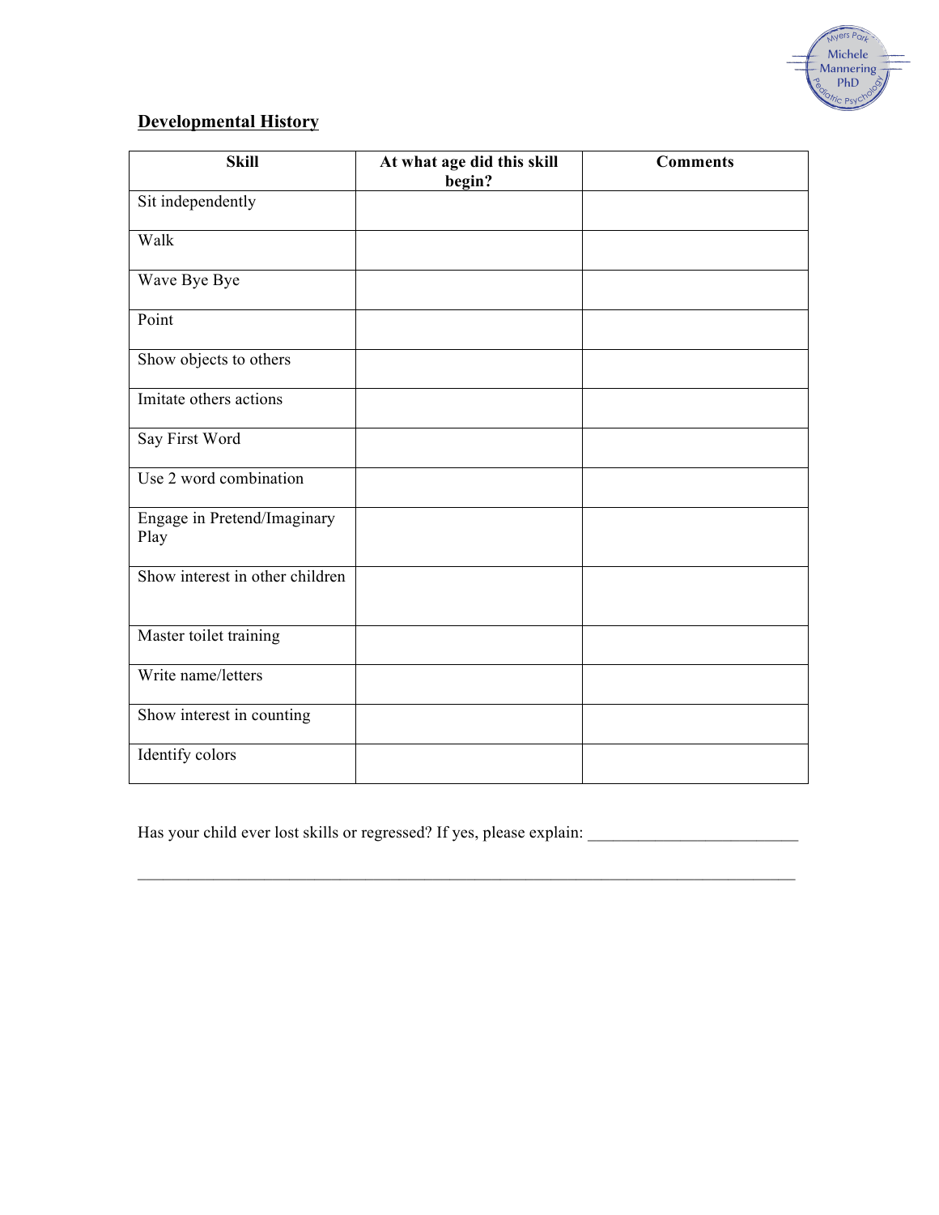## Developmental History

| Skill | At what age did this skill begin? | Comments |
|---|---|---|
| Sit independently | | |
| Walk | | |
| Wave Bye Bye | | |
| Point | | |
| Show objects to others | | |
| Imitate others actions | | |
| Say First Word | | |
| Use 2 word combination | | |
| Engage in Pretend/Imaginary Play | | |
| Show interest in other children | | |
| Master toilet training | | |
| Write name/letters | | |
| Show interest in counting | | |
| Identify colors | | |

Has your child ever lost skills or regressed? If yes, please explain: ___________________________

___________________________________________________________________________________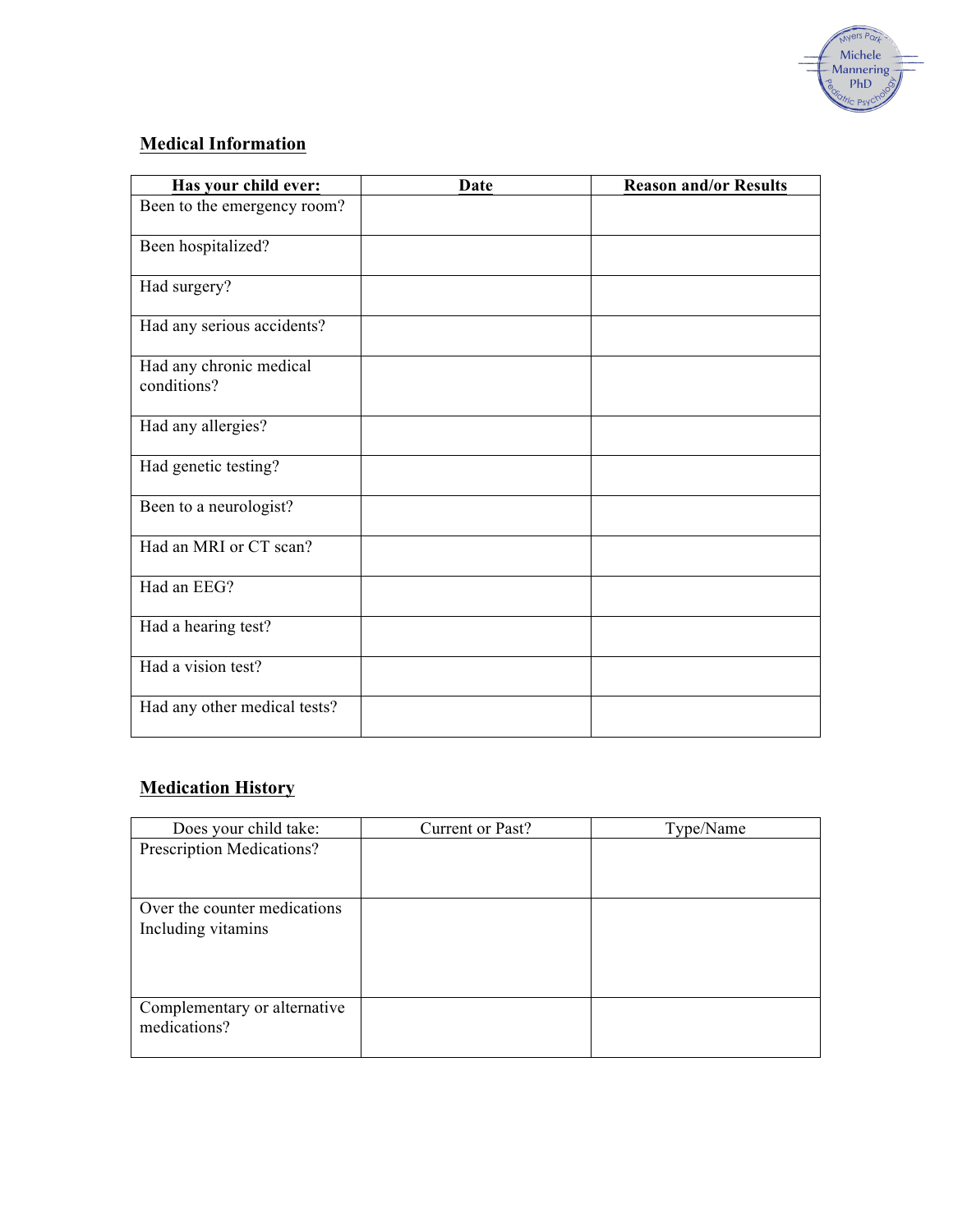## Medical Information

| **Has your child ever:** | **Date** | **Reason and/or Results** |
|---|---|---|
| Been to the emergency room? | | |
| Been hospitalized? | | |
| Had surgery? | | |
| Had any serious accidents? | | |
| Had any chronic medical conditions? | | |
| Had any allergies? | | |
| Had genetic testing? | | |
| Been to a neurologist? | | |
| Had an MRI or CT scan? | | |
| Had an EEG? | | |
| Had a hearing test? | | |
| Had a vision test? | | |
| Had any other medical tests? | | |

## Medication History

| Does your child take: | Current or Past? | Type/Name |
|---|---|---|
| Prescription Medications? | | |
| Over the counter medications Including vitamins | | |
| Complementary or alternative medications? | | |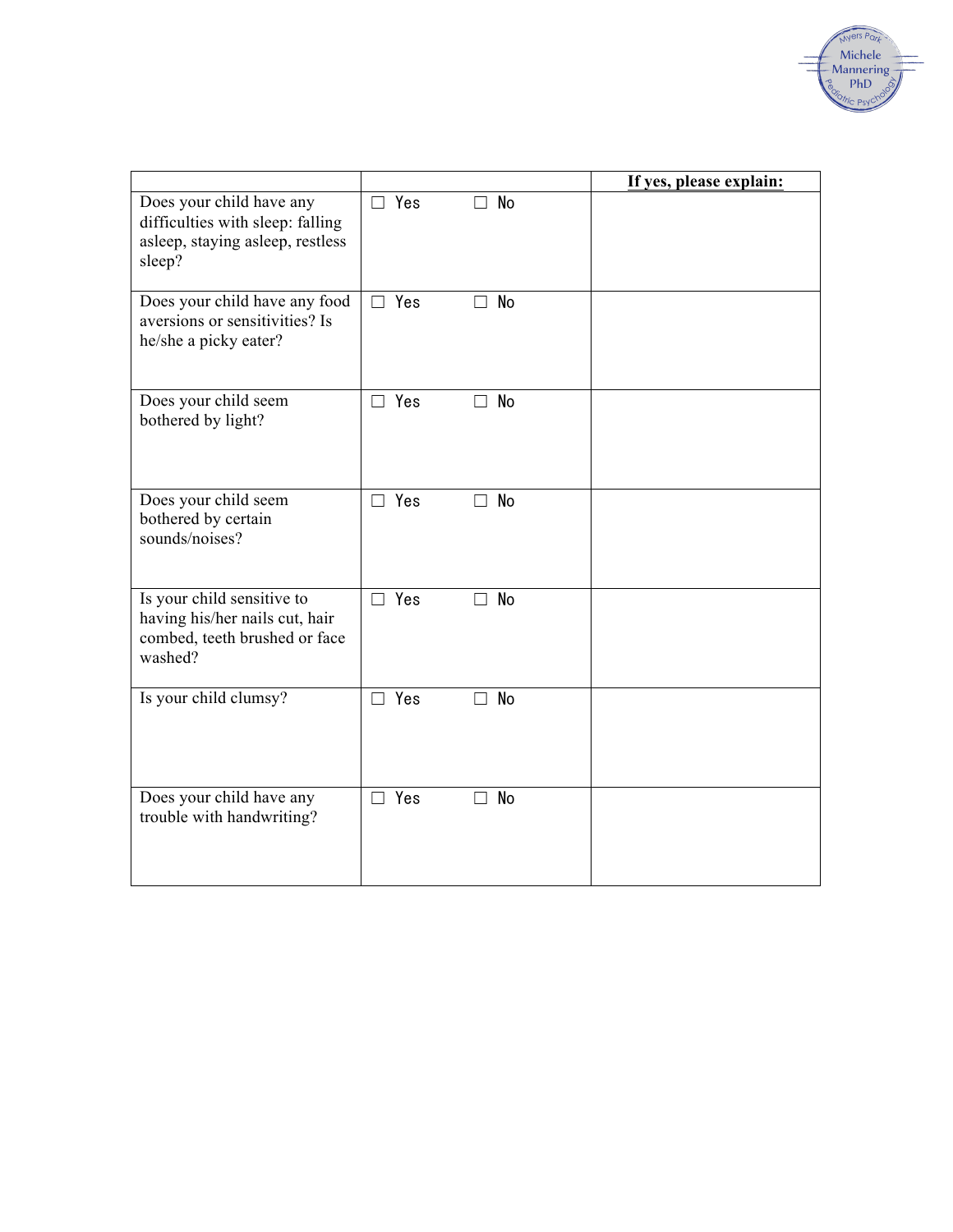| | | **If yes, please explain:** |
|---|---|---|
| Does your child have any difficulties with sleep: falling asleep, staying asleep, restless sleep? | ☐ Yes ☐ No | |
| Does your child have any food aversions or sensitivities? Is he/she a picky eater? | ☐ Yes ☐ No | |
| Does your child seem bothered by light? | ☐ Yes ☐ No | |
| Does your child seem bothered by certain sounds/noises? | ☐ Yes ☐ No | |
| Is your child sensitive to having his/her nails cut, hair combed, teeth brushed or face washed? | ☐ Yes ☐ No | |
| Is your child clumsy? | ☐ Yes ☐ No | |
| Does your child have any trouble with handwriting? | ☐ Yes ☐ No | |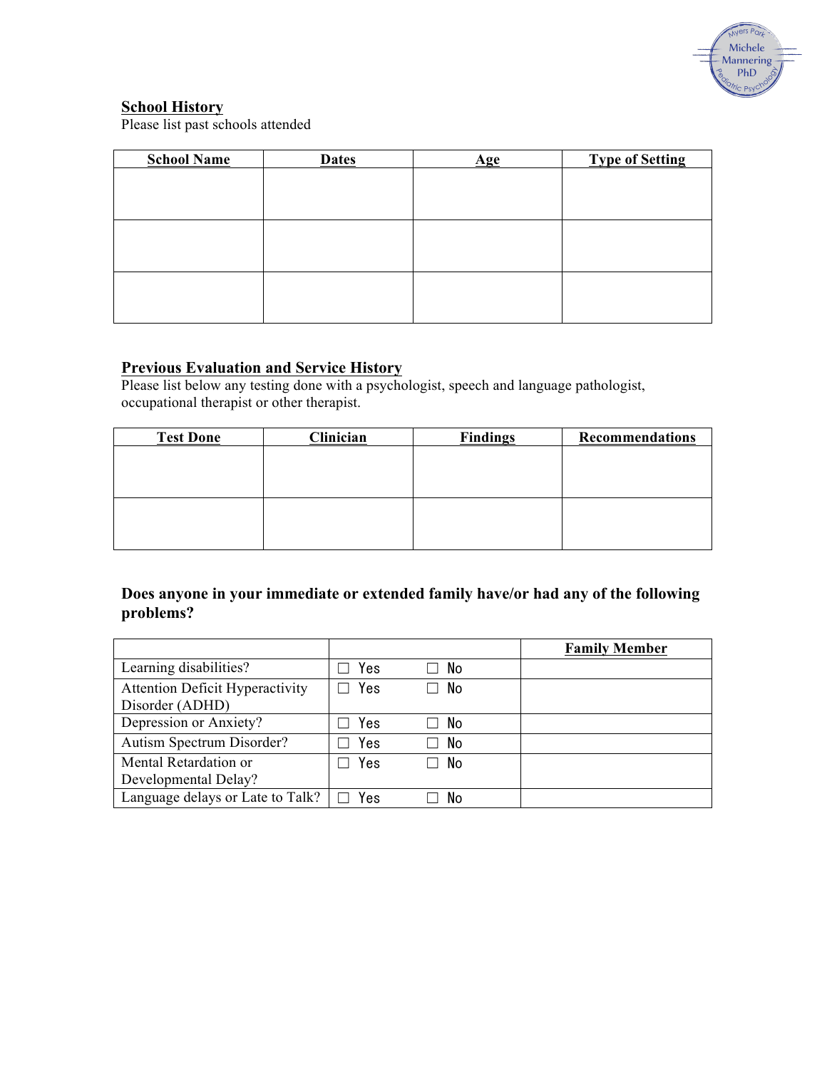## School History

Please list past schools attended

| School Name | Dates | Age | Type of Setting |
|---|---|---|---|
| | | | |
| | | | |
| | | | |

## Previous Evaluation and Service History

Please list below any testing done with a psychologist, speech and language pathologist, occupational therapist or other therapist.

| Test Done | Clinician | Findings | Recommendations |
|---|---|---|---|
| | | | |
| | | | |

### Does anyone in your immediate or extended family have/or had any of the following problems?

| | | Family Member |
|---|---|---|
| Learning disabilities? | ☐ Yes ☐ No | |
| Attention Deficit Hyperactivity Disorder (ADHD) | ☐ Yes ☐ No | |
| Depression or Anxiety? | ☐ Yes ☐ No | |
| Autism Spectrum Disorder? | ☐ Yes ☐ No | |
| Mental Retardation or Developmental Delay? | ☐ Yes ☐ No | |
| Language delays or Late to Talk? | ☐ Yes ☐ No | |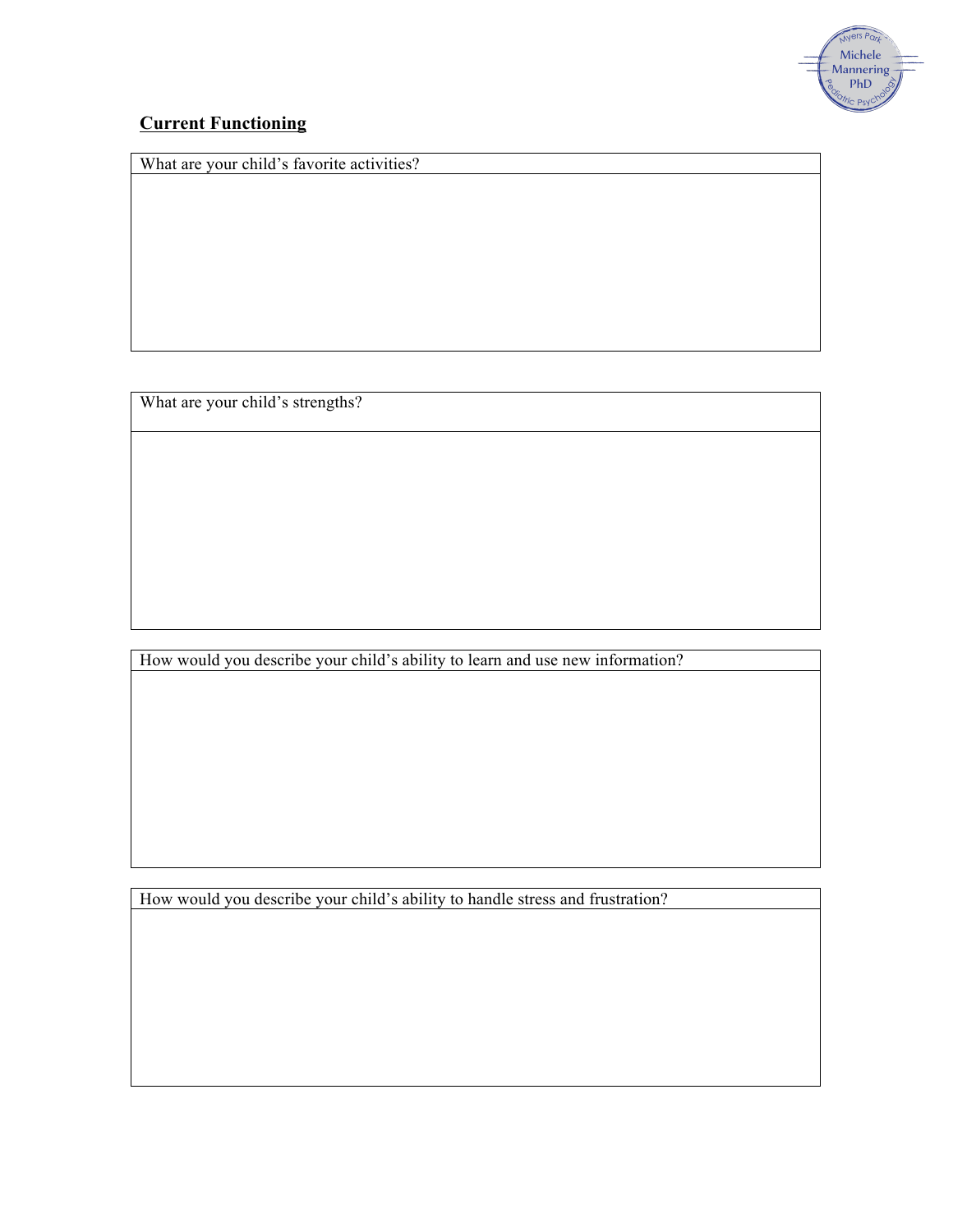## Current Functioning

| What are your child's favorite activities? |
| --- |
| |

| What are your child's strengths? |
| --- |
| |

| How would you describe your child's ability to learn and use new information? |
| --- |
| |

| How would you describe your child's ability to handle stress and frustration? |
| --- |
| |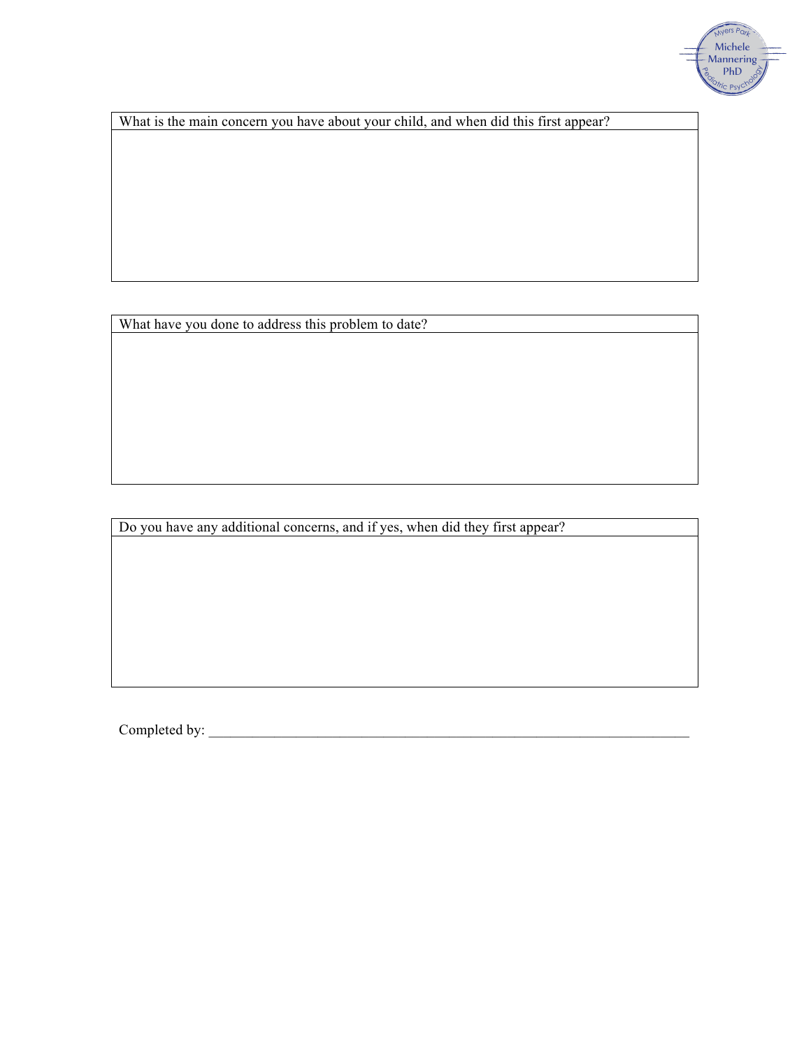| What is the main concern you have about your child, and when did this first appear? |
| --- |
| |

| What have you done to address this problem to date? |
| --- |
| |

| Do you have any additional concerns, and if yes, when did they first appear? |
| --- |
| |

Completed by: ______________________________________________________________________